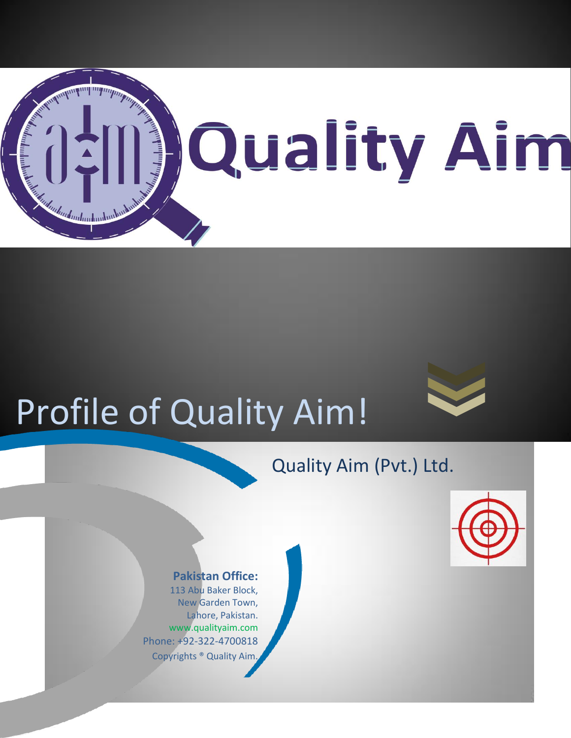# Quality Aim

# Profile of Quality Aim!

## Quality Aim (Pvt.) Ltd.

**Pakistan Office:**
113 Abu Baker Block,
New Garden Town,
Lahore, Pakistan.
www.qualityaim.com
Phone: +92-322-4700818
Copyrights ® Quality Aim.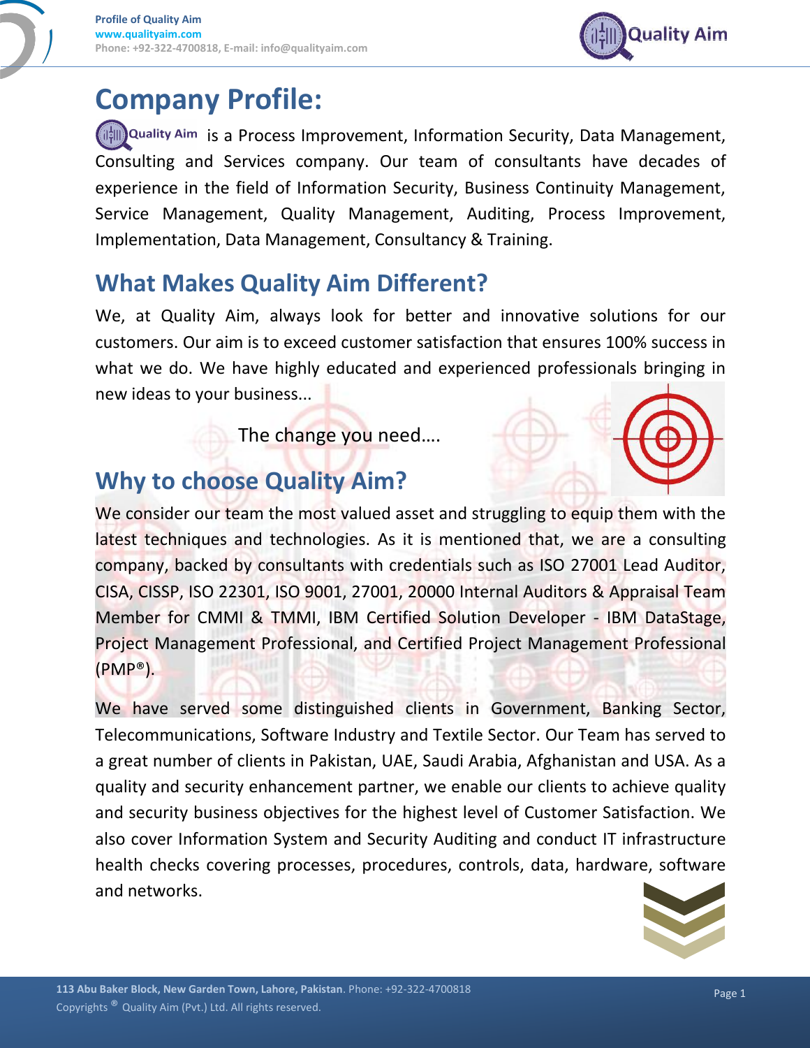# Company Profile:

Quality Aim is a Process Improvement, Information Security, Data Management, Consulting and Services company. Our team of consultants have decades of experience in the field of Information Security, Business Continuity Management, Service Management, Quality Management, Auditing, Process Improvement, Implementation, Data Management, Consultancy & Training.

## What Makes Quality Aim Different?

We, at Quality Aim, always look for better and innovative solutions for our customers. Our aim is to exceed customer satisfaction that ensures 100% success in what we do. We have highly educated and experienced professionals bringing in new ideas to your business...

The change you need....

## Why to choose Quality Aim?

We consider our team the most valued asset and struggling to equip them with the latest techniques and technologies. As it is mentioned that, we are a consulting company, backed by consultants with credentials such as ISO 27001 Lead Auditor, CISA, CISSP, ISO 22301, ISO 9001, 27001, 20000 Internal Auditors & Appraisal Team Member for CMMI & TMMI, IBM Certified Solution Developer - IBM DataStage, Project Management Professional, and Certified Project Management Professional (PMP®).

We have served some distinguished clients in Government, Banking Sector, Telecommunications, Software Industry and Textile Sector. Our Team has served to a great number of clients in Pakistan, UAE, Saudi Arabia, Afghanistan and USA. As a quality and security enhancement partner, we enable our clients to achieve quality and security business objectives for the highest level of Customer Satisfaction. We also cover Information System and Security Auditing and conduct IT infrastructure health checks covering processes, procedures, controls, data, hardware, software and networks.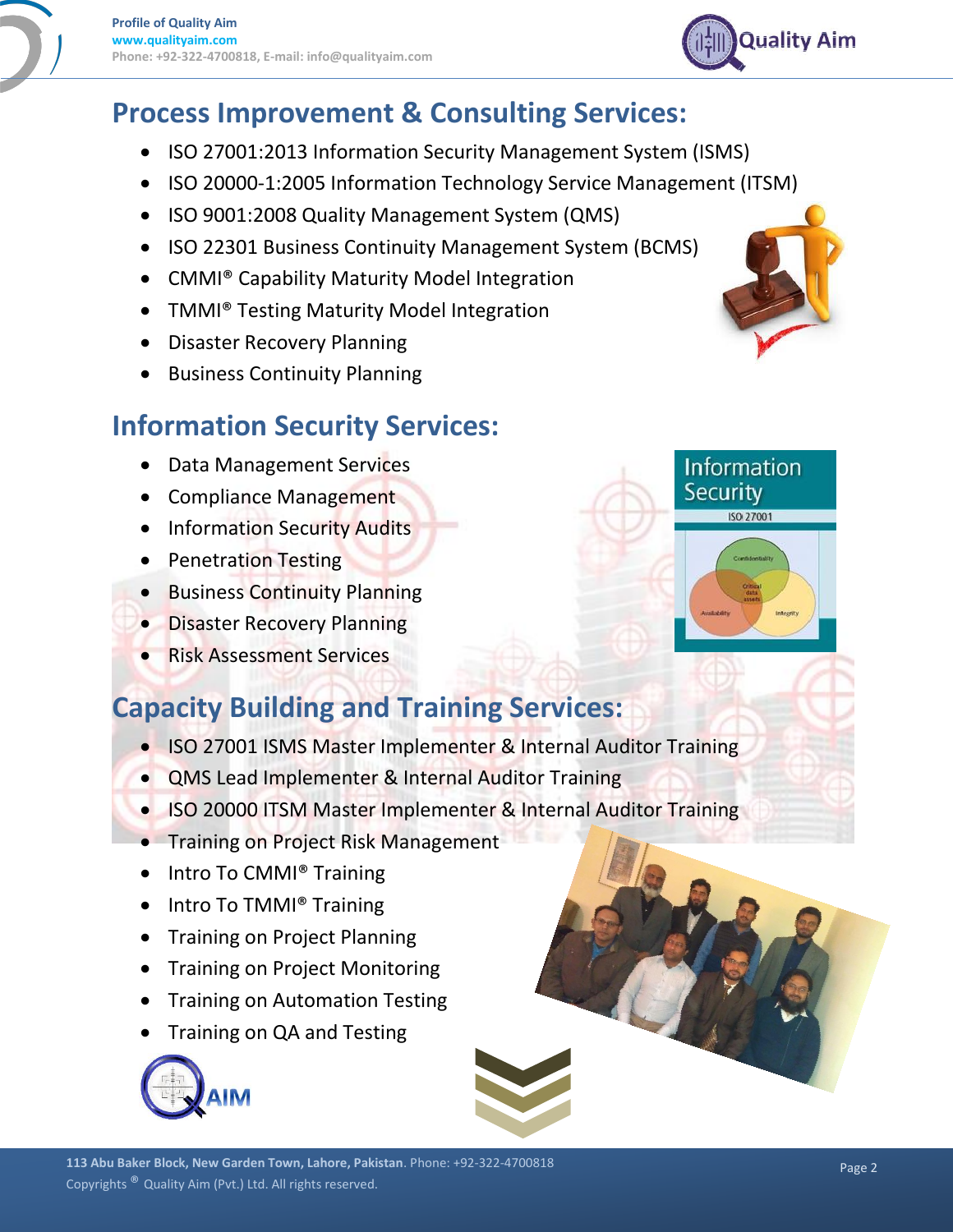## Process Improvement & Consulting Services:

- ISO 27001:2013 Information Security Management System (ISMS)
- ISO 20000-1:2005 Information Technology Service Management (ITSM)
- ISO 9001:2008 Quality Management System (QMS)
- ISO 22301 Business Continuity Management System (BCMS)
- CMMI® Capability Maturity Model Integration
- TMMI® Testing Maturity Model Integration
- Disaster Recovery Planning
- Business Continuity Planning

## Information Security Services:

- Data Management Services
- Compliance Management
- Information Security Audits
- Penetration Testing
- Business Continuity Planning
- Disaster Recovery Planning
- Risk Assessment Services

## Capacity Building and Training Services:

- ISO 27001 ISMS Master Implementer & Internal Auditor Training
- QMS Lead Implementer & Internal Auditor Training
- ISO 20000 ITSM Master Implementer & Internal Auditor Training
- Training on Project Risk Management
- Intro To CMMI® Training
- Intro To TMMI® Training
- Training on Project Planning
- Training on Project Monitoring
- Training on Automation Testing
- Training on QA and Testing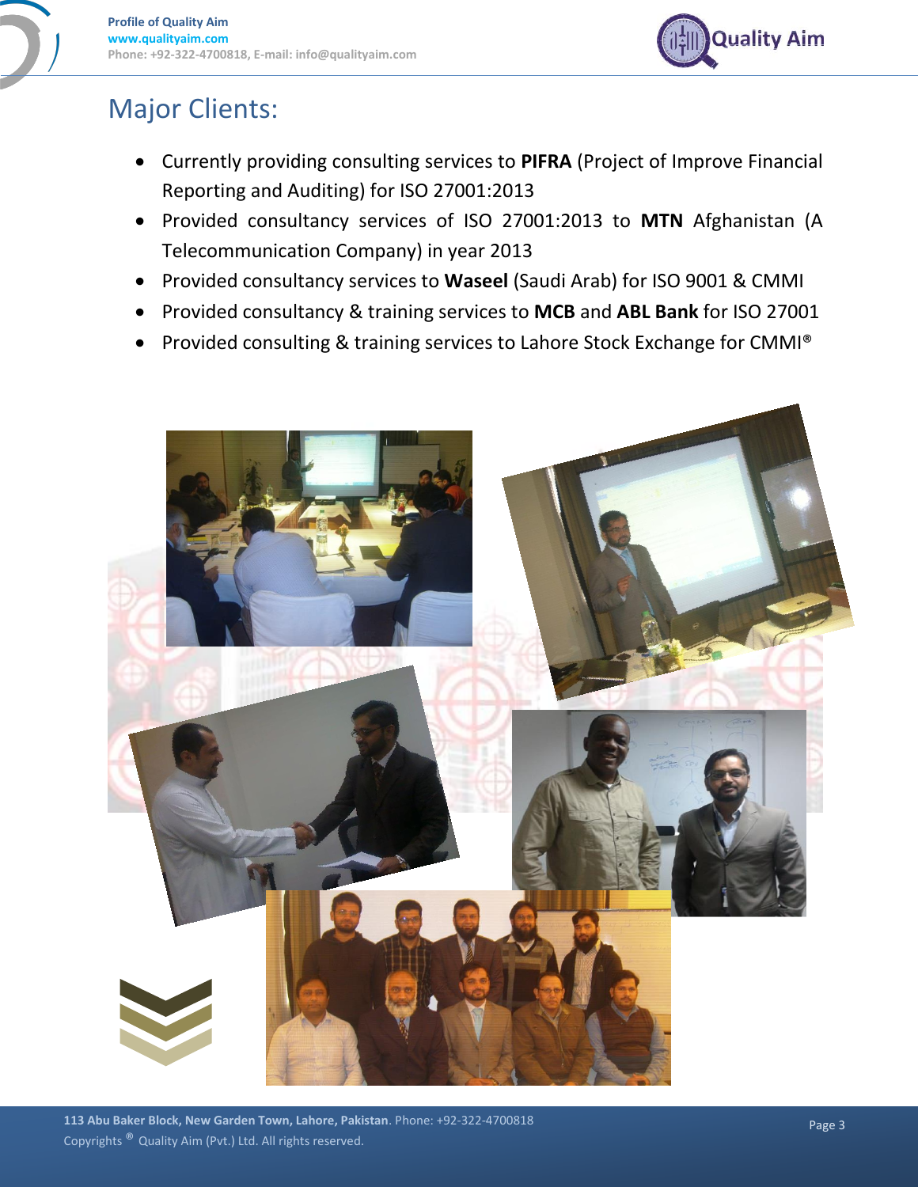# Major Clients:

- Currently providing consulting services to **PIFRA** (Project of Improve Financial Reporting and Auditing) for ISO 27001:2013
- Provided consultancy services of ISO 27001:2013 to **MTN** Afghanistan (A Telecommunication Company) in year 2013
- Provided consultancy services to **Waseel** (Saudi Arab) for ISO 9001 & CMMI
- Provided consultancy & training services to **MCB** and **ABL Bank** for ISO 27001
- Provided consulting & training services to Lahore Stock Exchange for CMMI®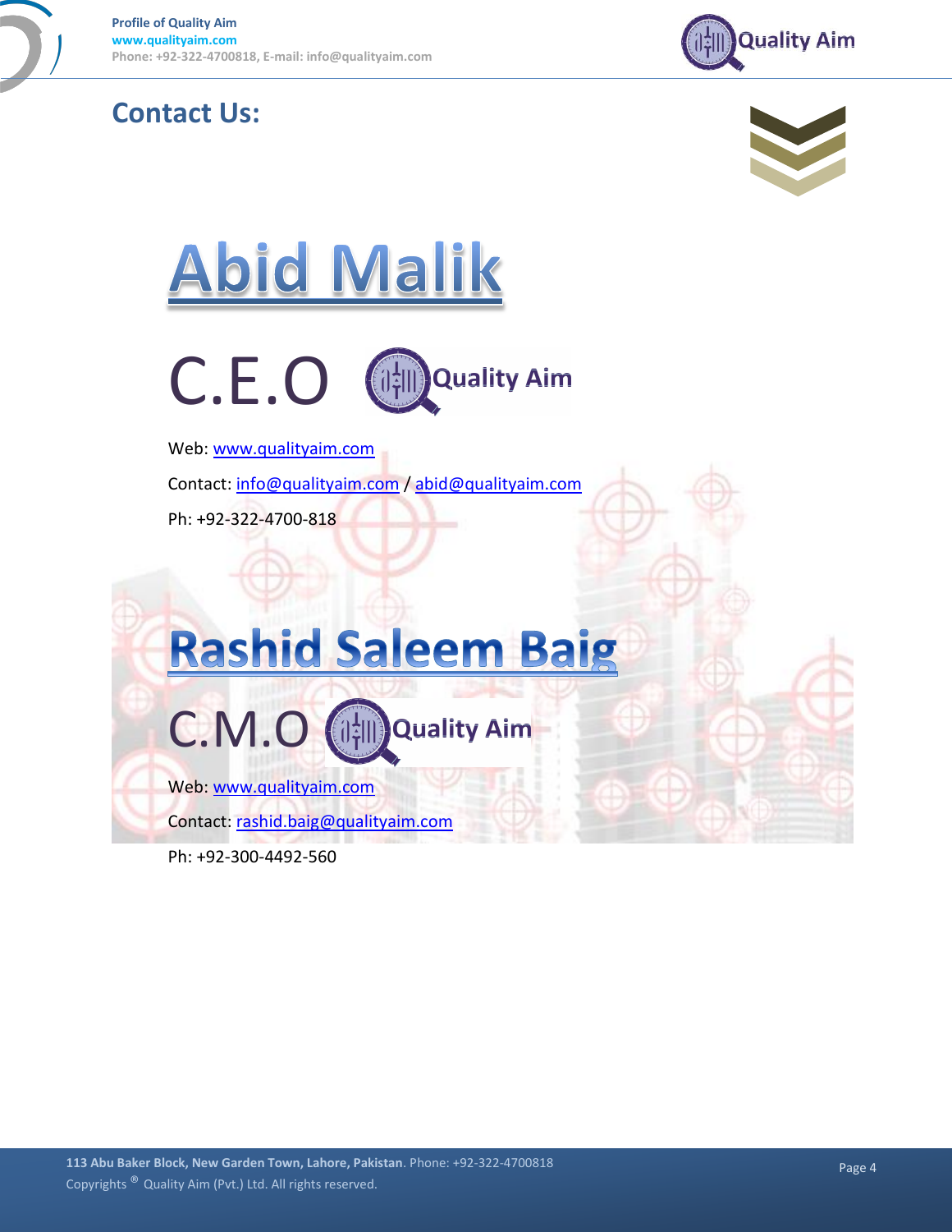## Contact Us:

# Abid Malik

C.E.O Quality Aim

Web: www.qualityaim.com

Contact: info@qualityaim.com / abid@qualityaim.com

Ph: +92-322-4700-818

# Rashid Saleem Baig

C.M.O Quality Aim

Web: www.qualityaim.com

Contact: rashid.baig@qualityaim.com

Ph: +92-300-4492-560